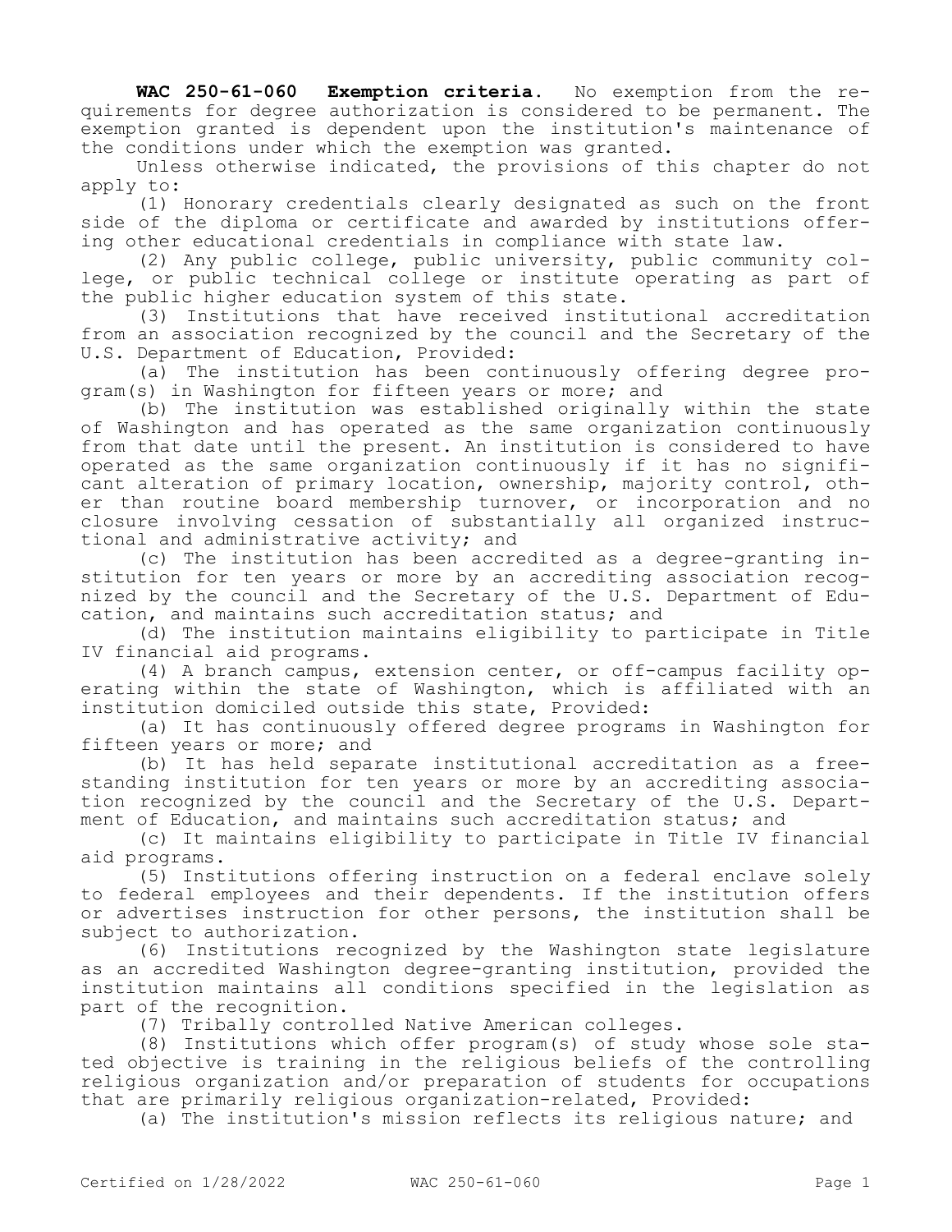**WAC 250-61-060 Exemption criteria.** No exemption from the requirements for degree authorization is considered to be permanent. The exemption granted is dependent upon the institution's maintenance of the conditions under which the exemption was granted.

Unless otherwise indicated, the provisions of this chapter do not apply to:

(1) Honorary credentials clearly designated as such on the front side of the diploma or certificate and awarded by institutions offering other educational credentials in compliance with state law.

(2) Any public college, public university, public community college, or public technical college or institute operating as part of the public higher education system of this state.

(3) Institutions that have received institutional accreditation from an association recognized by the council and the Secretary of the U.S. Department of Education, Provided:

(a) The institution has been continuously offering degree program(s) in Washington for fifteen years or more; and

(b) The institution was established originally within the state of Washington and has operated as the same organization continuously from that date until the present. An institution is considered to have operated as the same organization continuously if it has no significant alteration of primary location, ownership, majority control, other than routine board membership turnover, or incorporation and no closure involving cessation of substantially all organized instructional and administrative activity; and

(c) The institution has been accredited as a degree-granting institution for ten years or more by an accrediting association recognized by the council and the Secretary of the U.S. Department of Education, and maintains such accreditation status; and

(d) The institution maintains eligibility to participate in Title IV financial aid programs.

(4) A branch campus, extension center, or off-campus facility operating within the state of Washington, which is affiliated with an institution domiciled outside this state, Provided:

(a) It has continuously offered degree programs in Washington for fifteen years or more; and

(b) It has held separate institutional accreditation as a freestanding institution for ten years or more by an accrediting association recognized by the council and the Secretary of the U.S. Department of Education, and maintains such accreditation status; and

(c) It maintains eligibility to participate in Title IV financial aid programs.

(5) Institutions offering instruction on a federal enclave solely to federal employees and their dependents. If the institution offers or advertises instruction for other persons, the institution shall be subject to authorization.

(6) Institutions recognized by the Washington state legislature as an accredited Washington degree-granting institution, provided the institution maintains all conditions specified in the legislation as part of the recognition.

(7) Tribally controlled Native American colleges.

(8) Institutions which offer program(s) of study whose sole stated objective is training in the religious beliefs of the controlling religious organization and/or preparation of students for occupations that are primarily religious organization-related, Provided:

(a) The institution's mission reflects its religious nature; and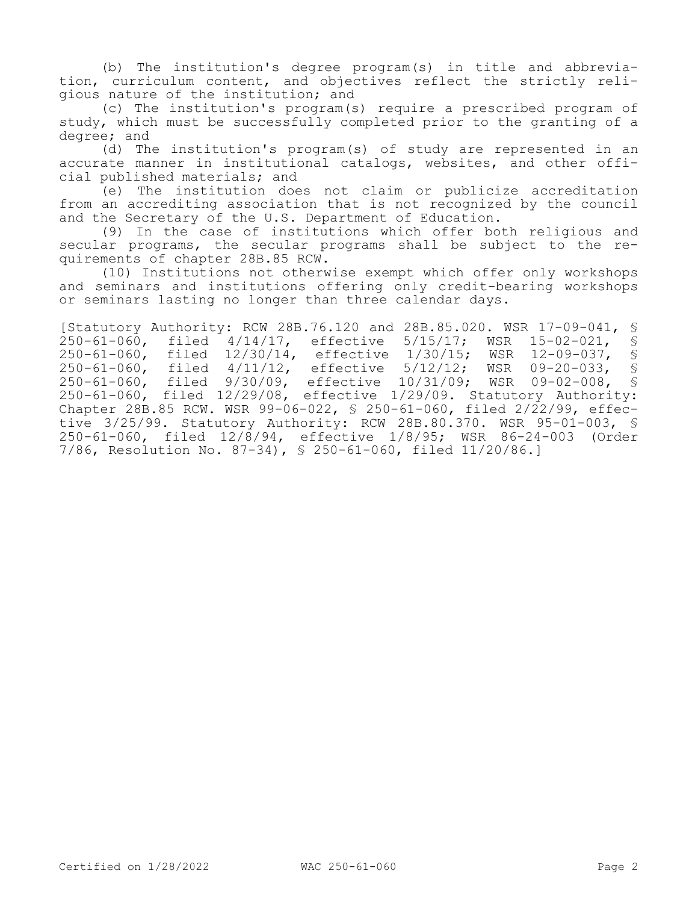(b) The institution's degree program(s) in title and abbreviation, curriculum content, and objectives reflect the strictly religious nature of the institution; and

(c) The institution's program(s) require a prescribed program of study, which must be successfully completed prior to the granting of a degree; and

(d) The institution's program(s) of study are represented in an accurate manner in institutional catalogs, websites, and other official published materials; and

(e) The institution does not claim or publicize accreditation from an accrediting association that is not recognized by the council and the Secretary of the U.S. Department of Education.

(9) In the case of institutions which offer both religious and secular programs, the secular programs shall be subject to the requirements of chapter 28B.85 RCW.

(10) Institutions not otherwise exempt which offer only workshops and seminars and institutions offering only credit-bearing workshops or seminars lasting no longer than three calendar days.

[Statutory Authority: RCW 28B.76.120 and 28B.85.020. WSR 17-09-041, § 250-61-060, filed 4/14/17, effective 5/15/17; WSR 15-02-021, § 250-61-060, filed 12/30/14, effective 1/30/15; WSR 12-09-037, § 250-61-060, filed 4/11/12, effective 5/12/12; WSR 09-20-033, § 250-61-060, filed 9/30/09, effective 10/31/09; WSR 09-02-008, § 250-61-060, filed 12/29/08, effective 1/29/09. Statutory Authority: Chapter 28B.85 RCW. WSR 99-06-022, § 250-61-060, filed 2/22/99, effective 3/25/99. Statutory Authority: RCW 28B.80.370. WSR 95-01-003, § 250-61-060, filed 12/8/94, effective 1/8/95; WSR 86-24-003 (Order 7/86, Resolution No. 87-34), § 250-61-060, filed 11/20/86.]